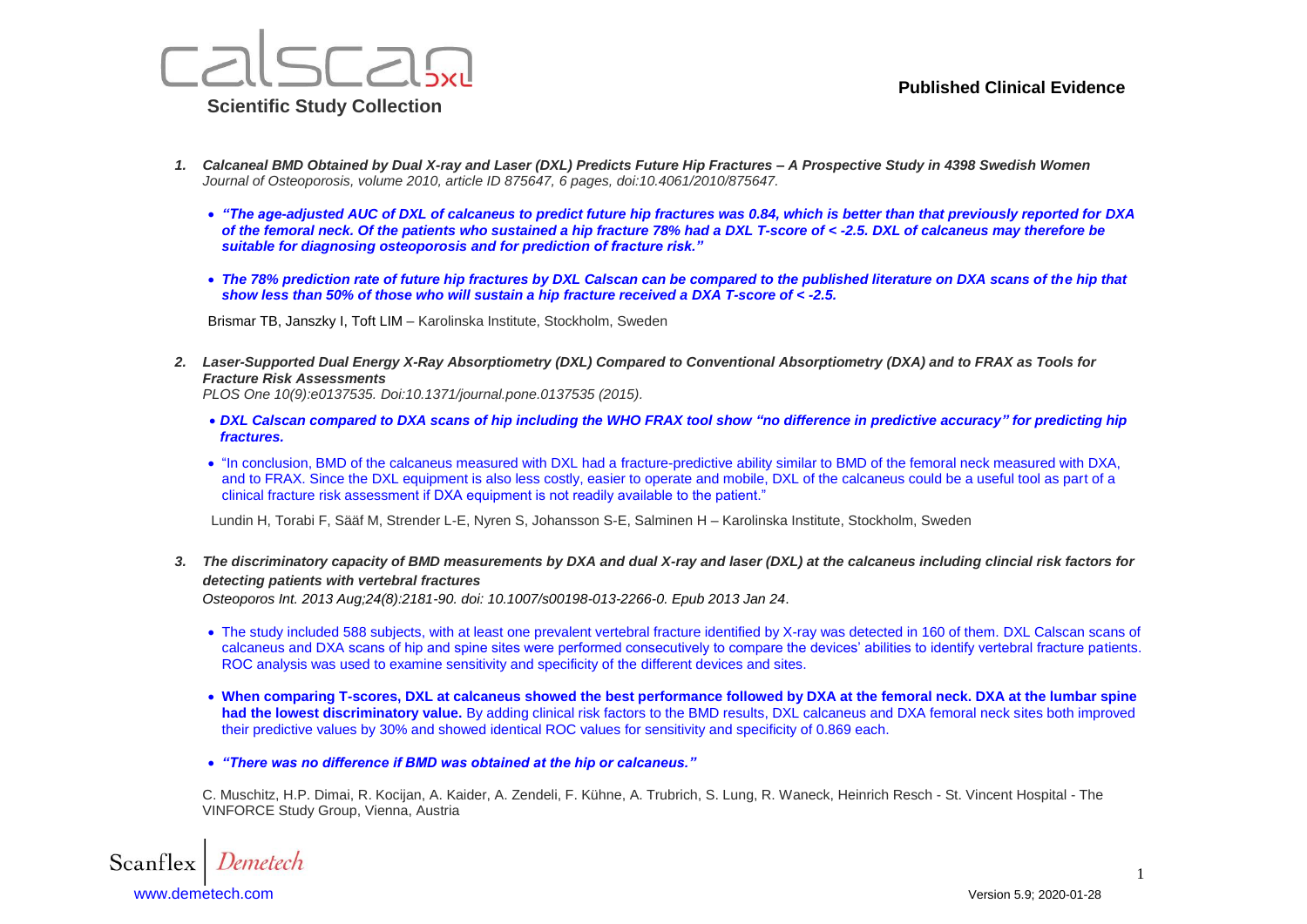# calscan DXL

## Scientific Study Collection

**Published Clinical Evidence**

1. ***Calcaneal BMD Obtained by Dual X-ray and Laser (DXL) Predicts Future Hip Fractures – A Prospective Study in 4398 Swedish Women***
   *Journal of Osteoporosis, volume 2010, article ID 875647, 6 pages, doi:10.4061/2010/875647.*

   - ***"The age-adjusted AUC of DXL of calcaneus to predict future hip fractures was 0.84, which is better than that previously reported for DXA of the femoral neck. Of the patients who sustained a hip fracture 78% had a DXL T-score of < -2.5. DXL of calcaneus may therefore be suitable for diagnosing osteoporosis and for prediction of fracture risk."***

   - ***The 78% prediction rate of future hip fractures by DXL Calscan can be compared to the published literature on DXA scans of the hip that show less than 50% of those who will sustain a hip fracture received a DXA T-score of < -2.5.***

   Brismar TB, Janszky I, Toft LIM – Karolinska Institute, Stockholm, Sweden

2. ***Laser-Supported Dual Energy X-Ray Absorptiometry (DXL) Compared to Conventional Absorptiometry (DXA) and to FRAX as Tools for Fracture Risk Assessments***
   *PLOS One 10(9):e0137535. Doi:10.1371/journal.pone.0137535 (2015).*

   - ***DXL Calscan compared to DXA scans of hip including the WHO FRAX tool show "no difference in predictive accuracy" for predicting hip fractures.***

   - "In conclusion, BMD of the calcaneus measured with DXL had a fracture-predictive ability similar to BMD of the femoral neck measured with DXA, and to FRAX. Since the DXL equipment is also less costly, easier to operate and mobile, DXL of the calcaneus could be a useful tool as part of a clinical fracture risk assessment if DXA equipment is not readily available to the patient."

   Lundin H, Torabi F, Sääf M, Strender L-E, Nyren S, Johansson S-E, Salminen H – Karolinska Institute, Stockholm, Sweden

3. ***The discriminatory capacity of BMD measurements by DXA and dual X-ray and laser (DXL) at the calcaneus including clincial risk factors for detecting patients with vertebral fractures***
   *Osteoporos Int. 2013 Aug;24(8):2181-90. doi: 10.1007/s00198-013-2266-0. Epub 2013 Jan 24*.

   - The study included 588 subjects, with at least one prevalent vertebral fracture identified by X-ray was detected in 160 of them. DXL Calscan scans of calcaneus and DXA scans of hip and spine sites were performed consecutively to compare the devices' abilities to identify vertebral fracture patients. ROC analysis was used to examine sensitivity and specificity of the different devices and sites.

   - **When comparing T-scores, DXL at calcaneus showed the best performance followed by DXA at the femoral neck. DXA at the lumbar spine had the lowest discriminatory value.** By adding clinical risk factors to the BMD results, DXL calcaneus and DXA femoral neck sites both improved their predictive values by 30% and showed identical ROC values for sensitivity and specificity of 0.869 each.

   - ***"There was no difference if BMD was obtained at the hip or calcaneus."***

   C. Muschitz, H.P. Dimai, R. Kocijan, A. Kaider, A. Zendeli, F. Kühne, A. Trubrich, S. Lung, R. Waneck, Heinrich Resch - St. Vincent Hospital - The VINFORCE Study Group, Vienna, Austria

Scanflex | Demetech
www.demetech.com

Version 5.9; 2020-01-28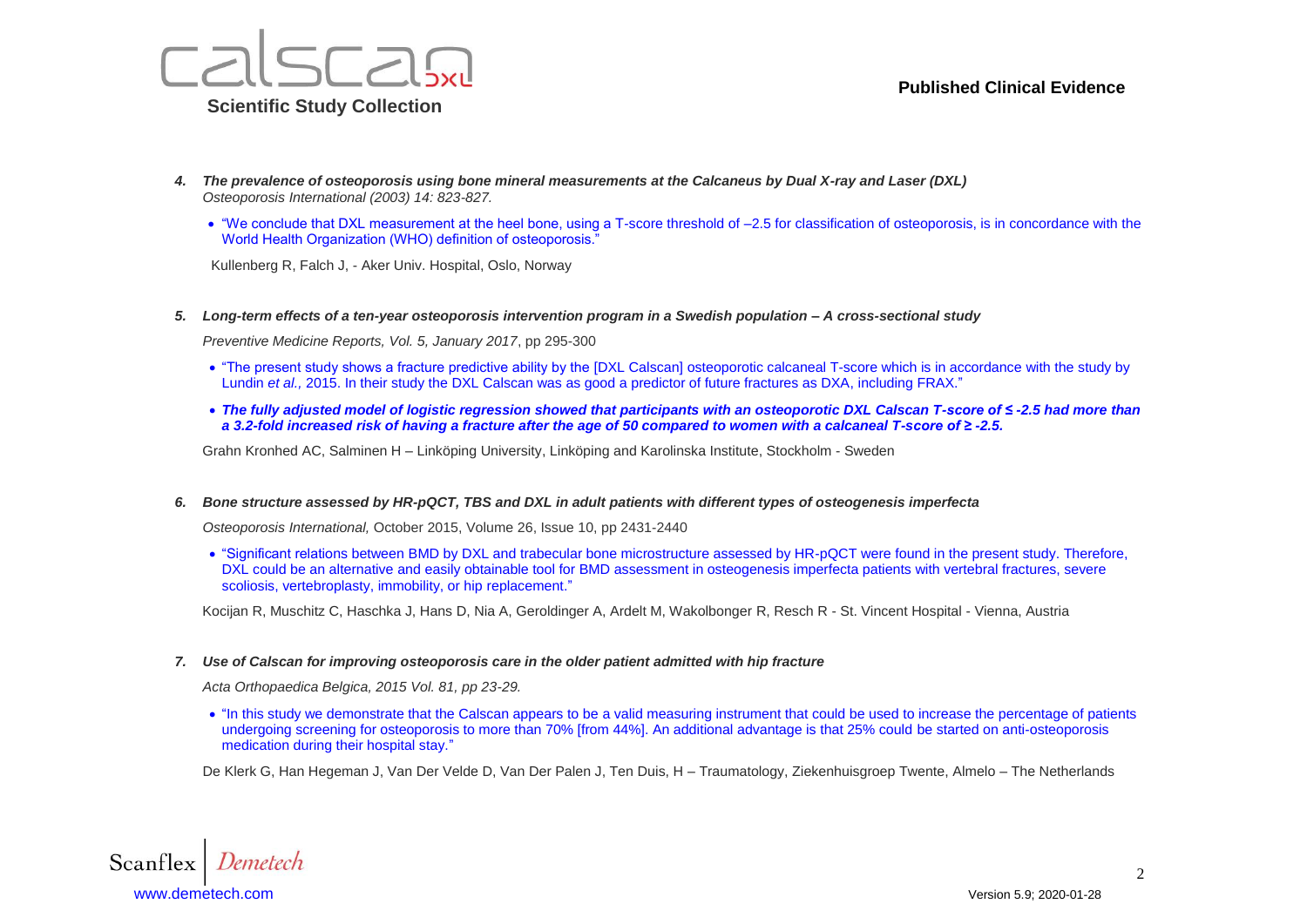4. ***The prevalence of osteoporosis using bone mineral measurements at the Calcaneus by Dual X-ray and Laser (DXL)***
   *Osteoporosis International (2003) 14: 823-827.*

   - "We conclude that DXL measurement at the heel bone, using a T-score threshold of –2.5 for classification of osteoporosis, is in concordance with the World Health Organization (WHO) definition of osteoporosis."

   Kullenberg R, Falch J, - Aker Univ. Hospital, Oslo, Norway

5. ***Long-term effects of a ten-year osteoporosis intervention program in a Swedish population – A cross-sectional study***

   *Preventive Medicine Reports, Vol. 5, January 2017*, pp 295-300

   - "The present study shows a fracture predictive ability by the [DXL Calscan] osteoporotic calcaneal T-score which is in accordance with the study by Lundin *et al.,* 2015. In their study the DXL Calscan was as good a predictor of future fractures as DXA, including FRAX."
   - ***The fully adjusted model of logistic regression showed that participants with an osteoporotic DXL Calscan T-score of ≤ -2.5 had more than a 3.2-fold increased risk of having a fracture after the age of 50 compared to women with a calcaneal T-score of ≥ -2.5.***

   Grahn Kronhed AC, Salminen H – Linköping University, Linköping and Karolinska Institute, Stockholm - Sweden

6. ***Bone structure assessed by HR-pQCT, TBS and DXL in adult patients with different types of osteogenesis imperfecta***

   *Osteoporosis International,* October 2015, Volume 26, Issue 10, pp 2431-2440

   - "Significant relations between BMD by DXL and trabecular bone microstructure assessed by HR-pQCT were found in the present study. Therefore, DXL could be an alternative and easily obtainable tool for BMD assessment in osteogenesis imperfecta patients with vertebral fractures, severe scoliosis, vertebroplasty, immobility, or hip replacement."

   Kocijan R, Muschitz C, Haschka J, Hans D, Nia A, Geroldinger A, Ardelt M, Wakolbonger R, Resch R - St. Vincent Hospital - Vienna, Austria

7. ***Use of Calscan for improving osteoporosis care in the older patient admitted with hip fracture***

   *Acta Orthopaedica Belgica, 2015 Vol. 81, pp 23-29.*

   - "In this study we demonstrate that the Calscan appears to be a valid measuring instrument that could be used to increase the percentage of patients undergoing screening for osteoporosis to more than 70% [from 44%]. An additional advantage is that 25% could be started on anti-osteoporosis medication during their hospital stay."

   De Klerk G, Han Hegeman J, Van Der Velde D, Van Der Palen J, Ten Duis, H – Traumatology, Ziekenhuisgroep Twente, Almelo – The Netherlands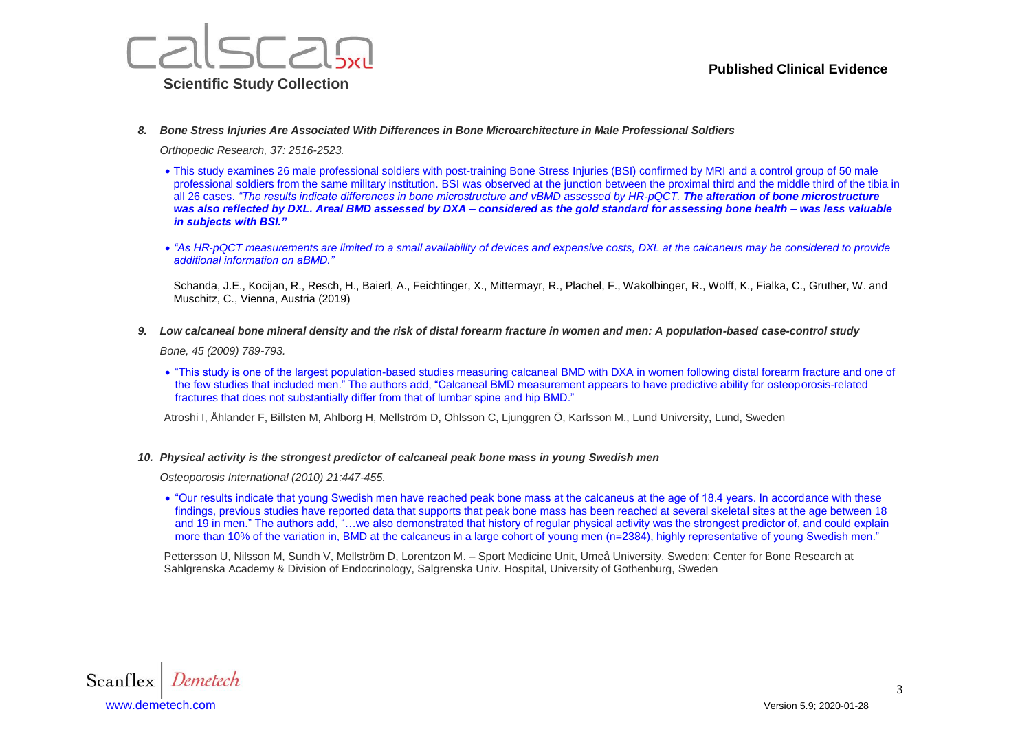8. ***Bone Stress Injuries Are Associated With Differences in Bone Microarchitecture in Male Professional Soldiers***

   *Orthopedic Research, 37: 2516-2523.*

   - This study examines 26 male professional soldiers with post-training Bone Stress Injuries (BSI) confirmed by MRI and a control group of 50 male professional soldiers from the same military institution. BSI was observed at the junction between the proximal third and the middle third of the tibia in all 26 cases. *"The results indicate differences in bone microstructure and vBMD assessed by HR-pQCT.* ***The alteration of bone microstructure was also reflected by DXL. Areal BMD assessed by DXA – considered as the gold standard for assessing bone health – was less valuable in subjects with BSI."***

   - *"As HR-pQCT measurements are limited to a small availability of devices and expensive costs, DXL at the calcaneus may be considered to provide additional information on aBMD."*

   Schanda, J.E., Kocijan, R., Resch, H., Baierl, A., Feichtinger, X., Mittermayr, R., Plachel, F., Wakolbinger, R., Wolff, K., Fialka, C., Gruther, W. and Muschitz, C., Vienna, Austria (2019)

9. ***Low calcaneal bone mineral density and the risk of distal forearm fracture in women and men: A population-based case-control study***

   *Bone, 45 (2009) 789-793.*

   - "This study is one of the largest population-based studies measuring calcaneal BMD with DXA in women following distal forearm fracture and one of the few studies that included men." The authors add, "Calcaneal BMD measurement appears to have predictive ability for osteoporosis-related fractures that does not substantially differ from that of lumbar spine and hip BMD."

   Atroshi I, Åhlander F, Billsten M, Ahlborg H, Mellström D, Ohlsson C, Ljunggren Ö, Karlsson M., Lund University, Lund, Sweden

10. ***Physical activity is the strongest predictor of calcaneal peak bone mass in young Swedish men***

    *Osteoporosis International (2010) 21:447-455.*

    - "Our results indicate that young Swedish men have reached peak bone mass at the calcaneus at the age of 18.4 years. In accordance with these findings, previous studies have reported data that supports that peak bone mass has been reached at several skeletal sites at the age between 18 and 19 in men." The authors add, "…we also demonstrated that history of regular physical activity was the strongest predictor of, and could explain more than 10% of the variation in, BMD at the calcaneus in a large cohort of young men (n=2384), highly representative of young Swedish men."

    Pettersson U, Nilsson M, Sundh V, Mellström D, Lorentzon M. – Sport Medicine Unit, Umeå University, Sweden; Center for Bone Research at Sahlgrenska Academy & Division of Endocrinology, Salgrenska Univ. Hospital, University of Gothenburg, Sweden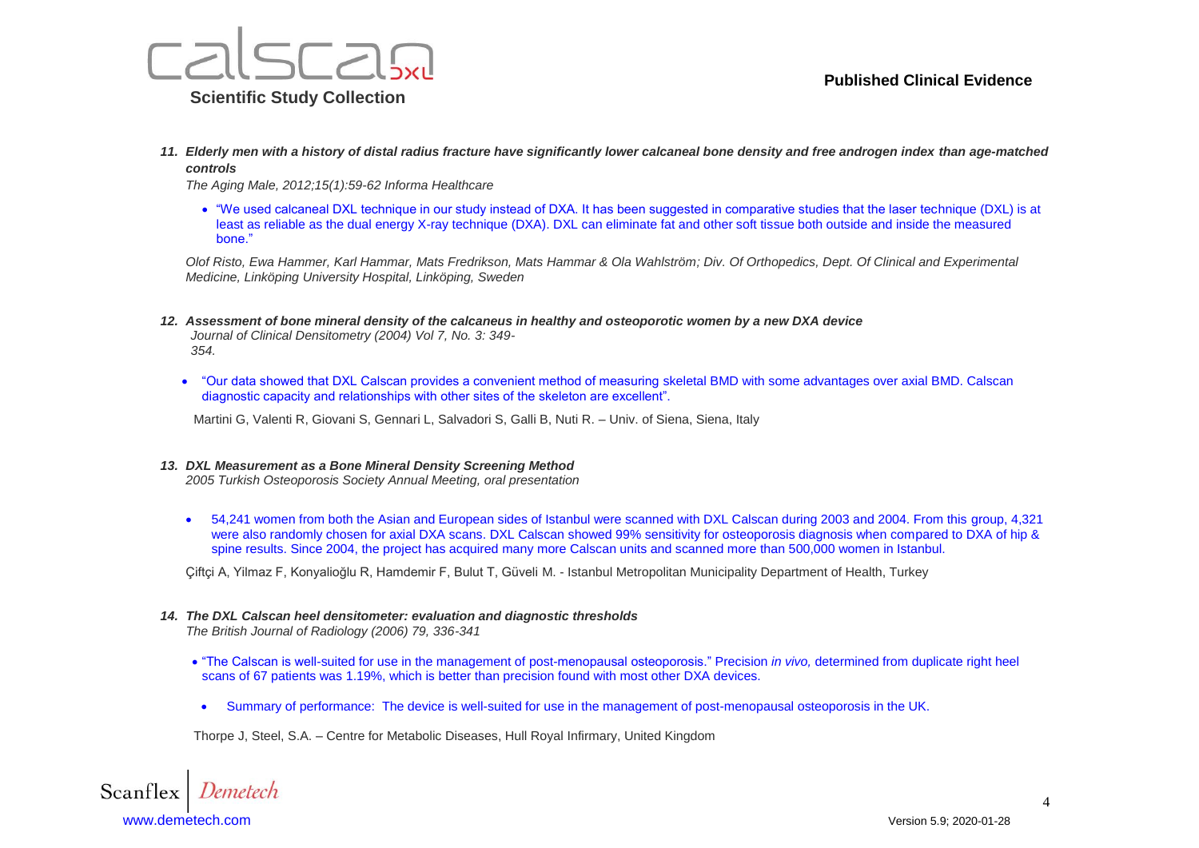11. ***Elderly men with a history of distal radius fracture have significantly lower calcaneal bone density and free androgen index than age-matched controls***

    *The Aging Male, 2012;15(1):59-62 Informa Healthcare*

    - "We used calcaneal DXL technique in our study instead of DXA. It has been suggested in comparative studies that the laser technique (DXL) is at least as reliable as the dual energy X-ray technique (DXA). DXL can eliminate fat and other soft tissue both outside and inside the measured bone."

    *Olof Risto, Ewa Hammer, Karl Hammar, Mats Fredrikson, Mats Hammar & Ola Wahlström; Div. Of Orthopedics, Dept. Of Clinical and Experimental Medicine, Linköping University Hospital, Linköping, Sweden*

12. ***Assessment of bone mineral density of the calcaneus in healthy and osteoporotic women by a new DXA device***

    *Journal of Clinical Densitometry (2004) Vol 7, No. 3: 349-354.*

    - "Our data showed that DXL Calscan provides a convenient method of measuring skeletal BMD with some advantages over axial BMD. Calscan diagnostic capacity and relationships with other sites of the skeleton are excellent".

    Martini G, Valenti R, Giovani S, Gennari L, Salvadori S, Galli B, Nuti R. – Univ. of Siena, Siena, Italy

13. ***DXL Measurement as a Bone Mineral Density Screening Method***

    *2005 Turkish Osteoporosis Society Annual Meeting, oral presentation*

    - 54,241 women from both the Asian and European sides of Istanbul were scanned with DXL Calscan during 2003 and 2004. From this group, 4,321 were also randomly chosen for axial DXA scans. DXL Calscan showed 99% sensitivity for osteoporosis diagnosis when compared to DXA of hip & spine results. Since 2004, the project has acquired many more Calscan units and scanned more than 500,000 women in Istanbul.

    Çiftçi A, Yilmaz F, Konyalioğlu R, Hamdemir F, Bulut T, Güveli M. - Istanbul Metropolitan Municipality Department of Health, Turkey

14. ***The DXL Calscan heel densitometer: evaluation and diagnostic thresholds***

    *The British Journal of Radiology (2006) 79, 336-341*

    - "The Calscan is well-suited for use in the management of post-menopausal osteoporosis." Precision *in vivo,* determined from duplicate right heel scans of 67 patients was 1.19%, which is better than precision found with most other DXA devices.
    - Summary of performance: The device is well-suited for use in the management of post-menopausal osteoporosis in the UK.

    Thorpe J, Steel, S.A. – Centre for Metabolic Diseases, Hull Royal Infirmary, United Kingdom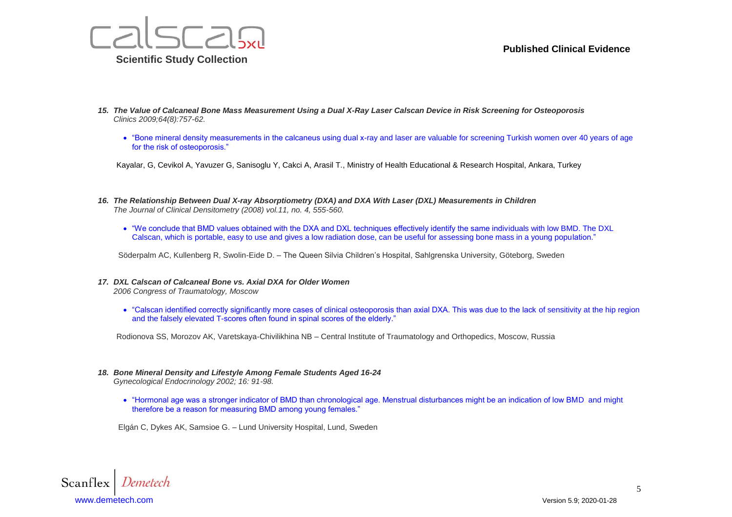15. ***The Value of Calcaneal Bone Mass Measurement Using a Dual X-Ray Laser Calscan Device in Risk Screening for Osteoporosis***
    *Clinics 2009;64(8):757-62.*

    - "Bone mineral density measurements in the calcaneus using dual x-ray and laser are valuable for screening Turkish women over 40 years of age for the risk of osteoporosis."

    Kayalar, G, Cevikol A, Yavuzer G, Sanisoglu Y, Cakci A, Arasil T., Ministry of Health Educational & Research Hospital, Ankara, Turkey

16. ***The Relationship Between Dual X-ray Absorptiometry (DXA) and DXA With Laser (DXL) Measurements in Children***
    *The Journal of Clinical Densitometry (2008) vol.11, no. 4, 555-560.*

    - "We conclude that BMD values obtained with the DXA and DXL techniques effectively identify the same individuals with low BMD. The DXL Calscan, which is portable, easy to use and gives a low radiation dose, can be useful for assessing bone mass in a young population."

    Söderpalm AC, Kullenberg R, Swolin-Eide D. – The Queen Silvia Children's Hospital, Sahlgrenska University, Göteborg, Sweden

17. ***DXL Calscan of Calcaneal Bone vs. Axial DXA for Older Women***
    *2006 Congress of Traumatology, Moscow*

    - "Calscan identified correctly significantly more cases of clinical osteoporosis than axial DXA. This was due to the lack of sensitivity at the hip region and the falsely elevated T-scores often found in spinal scores of the elderly."

    Rodionova SS, Morozov AK, Varetskaya-Chivilikhina NB – Central Institute of Traumatology and Orthopedics, Moscow, Russia

18. ***Bone Mineral Density and Lifestyle Among Female Students Aged 16-24***
    *Gynecological Endocrinology 2002; 16: 91-98.*

    - "Hormonal age was a stronger indicator of BMD than chronological age. Menstrual disturbances might be an indication of low BMD and might therefore be a reason for measuring BMD among young females."

    Elgán C, Dykes AK, Samsioe G. – Lund University Hospital, Lund, Sweden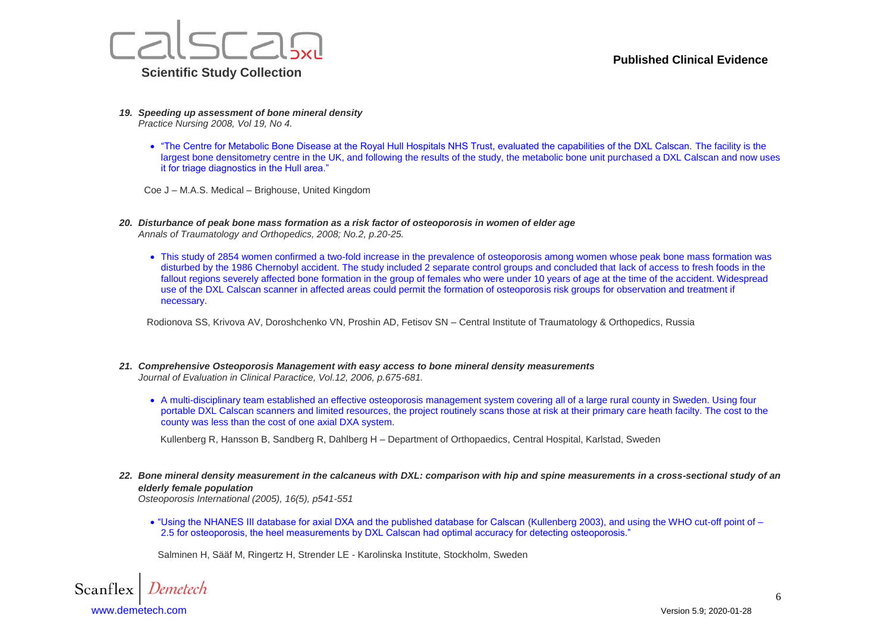19. ***Speeding up assessment of bone mineral density***
    *Practice Nursing 2008, Vol 19, No 4.*

    - "The Centre for Metabolic Bone Disease at the Royal Hull Hospitals NHS Trust, evaluated the capabilities of the DXL Calscan. The facility is the largest bone densitometry centre in the UK, and following the results of the study, the metabolic bone unit purchased a DXL Calscan and now uses it for triage diagnostics in the Hull area."

    Coe J – M.A.S. Medical – Brighouse, United Kingdom

20. ***Disturbance of peak bone mass formation as a risk factor of osteoporosis in women of elder age***
    *Annals of Traumatology and Orthopedics, 2008; No.2, p.20-25.*

    - This study of 2854 women confirmed a two-fold increase in the prevalence of osteoporosis among women whose peak bone mass formation was disturbed by the 1986 Chernobyl accident. The study included 2 separate control groups and concluded that lack of access to fresh foods in the fallout regions severely affected bone formation in the group of females who were under 10 years of age at the time of the accident. Widespread use of the DXL Calscan scanner in affected areas could permit the formation of osteoporosis risk groups for observation and treatment if necessary.

    Rodionova SS, Krivova AV, Doroshchenko VN, Proshin AD, Fetisov SN – Central Institute of Traumatology & Orthopedics, Russia

21. ***Comprehensive Osteoporosis Management with easy access to bone mineral density measurements***
    *Journal of Evaluation in Clinical Paractice, Vol.12, 2006, p.675-681.*

    - A multi-disciplinary team established an effective osteoporosis management system covering all of a large rural county in Sweden. Using four portable DXL Calscan scanners and limited resources, the project routinely scans those at risk at their primary care heath facilty. The cost to the county was less than the cost of one axial DXA system.

    Kullenberg R, Hansson B, Sandberg R, Dahlberg H – Department of Orthopaedics, Central Hospital, Karlstad, Sweden

22. ***Bone mineral density measurement in the calcaneus with DXL: comparison with hip and spine measurements in a cross-sectional study of an elderly female population***
    *Osteoporosis International (2005), 16(5), p541-551*

    - "Using the NHANES III database for axial DXA and the published database for Calscan (Kullenberg 2003), and using the WHO cut-off point of –2.5 for osteoporosis, the heel measurements by DXL Calscan had optimal accuracy for detecting osteoporosis."

    Salminen H, Sääf M, Ringertz H, Strender LE - Karolinska Institute, Stockholm, Sweden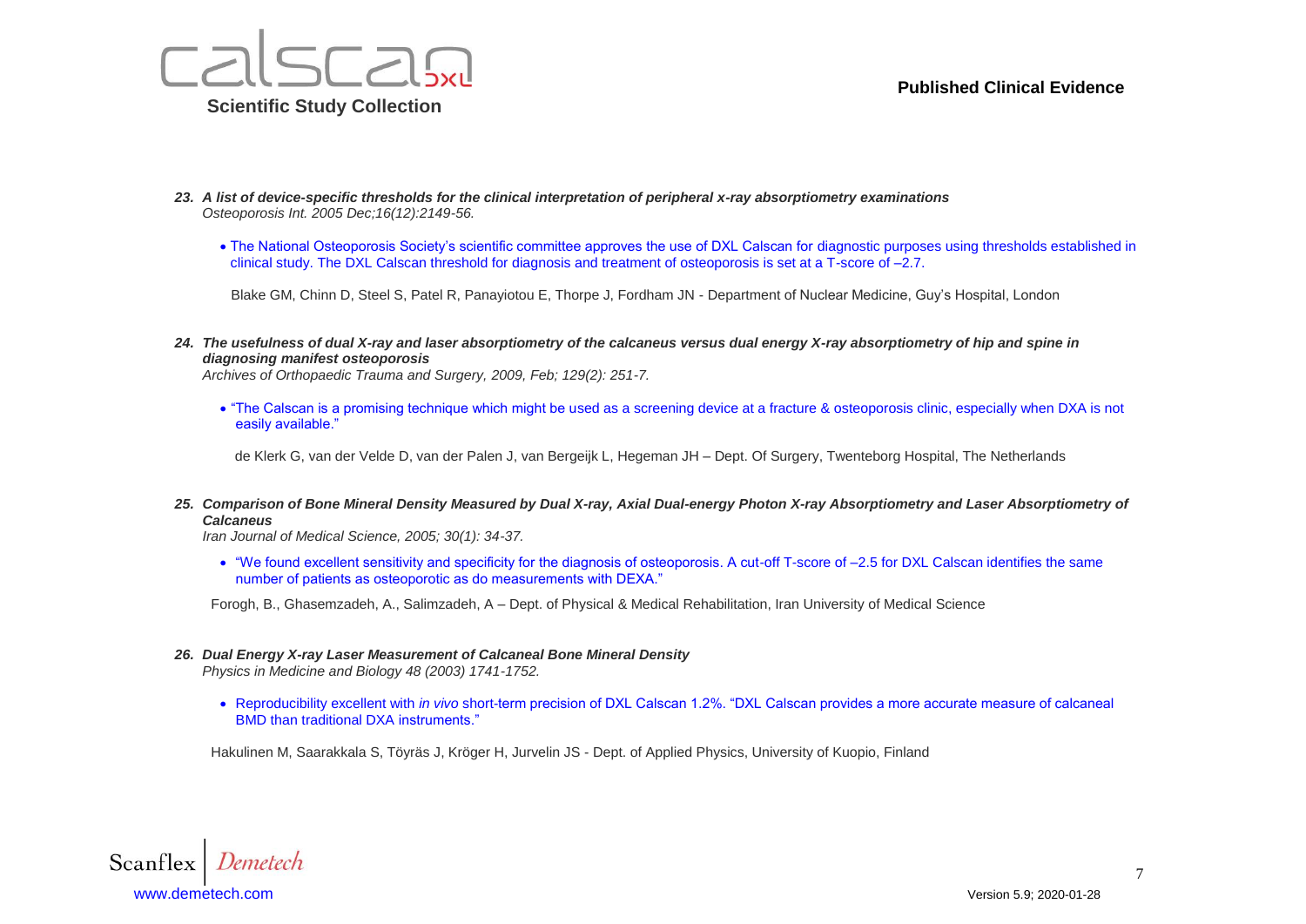23. ***A list of device-specific thresholds for the clinical interpretation of peripheral x-ray absorptiometry examinations***
*Osteoporosis Int. 2005 Dec;16(12):2149-56.*

    - The National Osteoporosis Society's scientific committee approves the use of DXL Calscan for diagnostic purposes using thresholds established in clinical study. The DXL Calscan threshold for diagnosis and treatment of osteoporosis is set at a T-score of –2.7.

    Blake GM, Chinn D, Steel S, Patel R, Panayiotou E, Thorpe J, Fordham JN - Department of Nuclear Medicine, Guy's Hospital, London

24. ***The usefulness of dual X-ray and laser absorptiometry of the calcaneus versus dual energy X-ray absorptiometry of hip and spine in diagnosing manifest osteoporosis***
*Archives of Orthopaedic Trauma and Surgery, 2009, Feb; 129(2): 251-7.*

    - "The Calscan is a promising technique which might be used as a screening device at a fracture & osteoporosis clinic, especially when DXA is not easily available."

    de Klerk G, van der Velde D, van der Palen J, van Bergeijk L, Hegeman JH – Dept. Of Surgery, Twenteborg Hospital, The Netherlands

25. ***Comparison of Bone Mineral Density Measured by Dual X-ray, Axial Dual-energy Photon X-ray Absorptiometry and Laser Absorptiometry of Calcaneus***
*Iran Journal of Medical Science, 2005; 30(1): 34-37.*

    - "We found excellent sensitivity and specificity for the diagnosis of osteoporosis. A cut-off T-score of –2.5 for DXL Calscan identifies the same number of patients as osteoporotic as do measurements with DEXA."

    Forogh, B., Ghasemzadeh, A., Salimzadeh, A – Dept. of Physical & Medical Rehabilitation, Iran University of Medical Science

26. ***Dual Energy X-ray Laser Measurement of Calcaneal Bone Mineral Density***
*Physics in Medicine and Biology 48 (2003) 1741-1752.*

    - Reproducibility excellent with *in vivo* short-term precision of DXL Calscan 1.2%. "DXL Calscan provides a more accurate measure of calcaneal BMD than traditional DXA instruments."

    Hakulinen M, Saarakkala S, Töyräs J, Kröger H, Jurvelin JS - Dept. of Applied Physics, University of Kuopio, Finland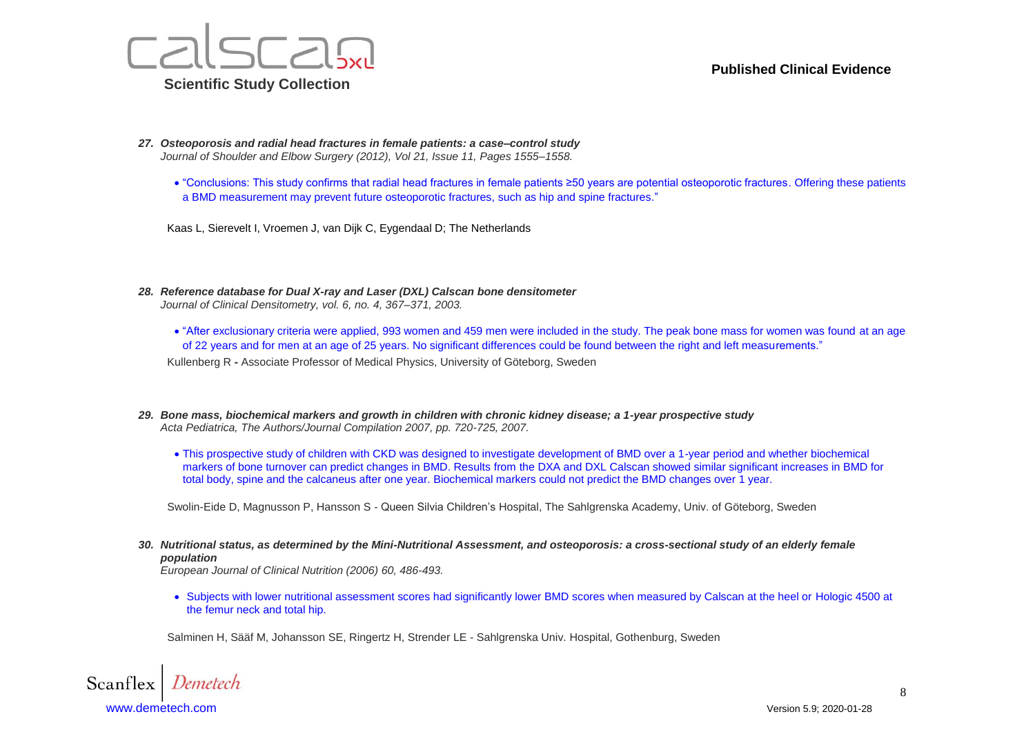27. ***Osteoporosis and radial head fractures in female patients: a case–control study***
*Journal of Shoulder and Elbow Surgery (2012), Vol 21, Issue 11, Pages 1555–1558.*

- "Conclusions: This study confirms that radial head fractures in female patients ≥50 years are potential osteoporotic fractures. Offering these patients a BMD measurement may prevent future osteoporotic fractures, such as hip and spine fractures."

Kaas L, Sierevelt I, Vroemen J, van Dijk C, Eygendaal D; The Netherlands

28. ***Reference database for Dual X-ray and Laser (DXL) Calscan bone densitometer***
*Journal of Clinical Densitometry, vol. 6, no. 4, 367–371, 2003.*

- "After exclusionary criteria were applied, 993 women and 459 men were included in the study. The peak bone mass for women was found at an age of 22 years and for men at an age of 25 years. No significant differences could be found between the right and left measurements."

Kullenberg R **-** Associate Professor of Medical Physics, University of Göteborg, Sweden

29. ***Bone mass, biochemical markers and growth in children with chronic kidney disease; a 1-year prospective study***
*Acta Pediatrica, The Authors/Journal Compilation 2007, pp. 720-725, 2007.*

- This prospective study of children with CKD was designed to investigate development of BMD over a 1-year period and whether biochemical markers of bone turnover can predict changes in BMD. Results from the DXA and DXL Calscan showed similar significant increases in BMD for total body, spine and the calcaneus after one year. Biochemical markers could not predict the BMD changes over 1 year.

Swolin-Eide D, Magnusson P, Hansson S - Queen Silvia Children's Hospital, The Sahlgrenska Academy, Univ. of Göteborg, Sweden

30. ***Nutritional status, as determined by the Mini-Nutritional Assessment, and osteoporosis: a cross-sectional study of an elderly female population***
*European Journal of Clinical Nutrition (2006) 60, 486-493.*

- Subjects with lower nutritional assessment scores had significantly lower BMD scores when measured by Calscan at the heel or Hologic 4500 at the femur neck and total hip.

Salminen H, Sääf M, Johansson SE, Ringertz H, Strender LE - Sahlgrenska Univ. Hospital, Gothenburg, Sweden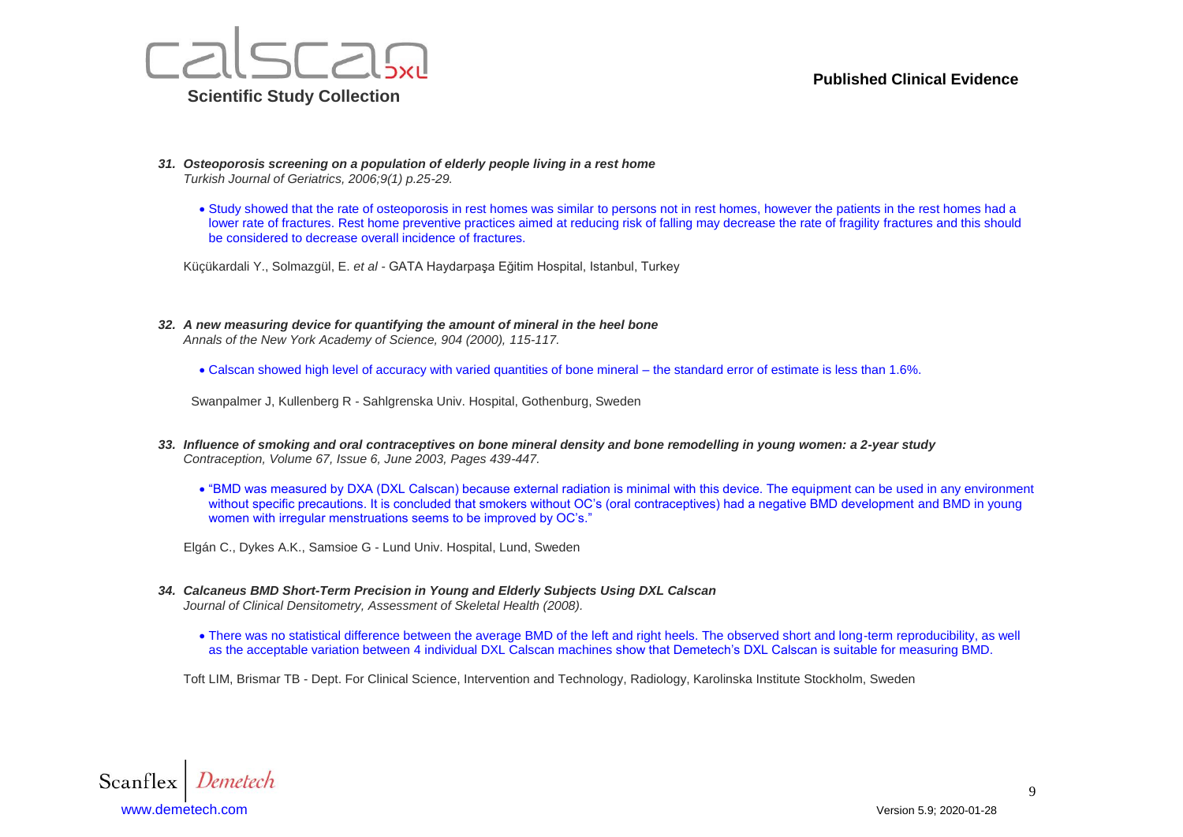31. ***Osteoporosis screening on a population of elderly people living in a rest home***
*Turkish Journal of Geriatrics, 2006;9(1) p.25-29.*

 - Study showed that the rate of osteoporosis in rest homes was similar to persons not in rest homes, however the patients in the rest homes had a lower rate of fractures. Rest home preventive practices aimed at reducing risk of falling may decrease the rate of fragility fractures and this should be considered to decrease overall incidence of fractures.

 Küçükardali Y., Solmazgül, E. *et al* - GATA Haydarpaşa Eğitim Hospital, Istanbul, Turkey

32. ***A new measuring device for quantifying the amount of mineral in the heel bone***
*Annals of the New York Academy of Science, 904 (2000), 115-117.*

 - Calscan showed high level of accuracy with varied quantities of bone mineral – the standard error of estimate is less than 1.6%.

 Swanpalmer J, Kullenberg R - Sahlgrenska Univ. Hospital, Gothenburg, Sweden

33. ***Influence of smoking and oral contraceptives on bone mineral density and bone remodelling in young women: a 2-year study***
*Contraception, Volume 67, Issue 6, June 2003, Pages 439-447.*

 - "BMD was measured by DXA (DXL Calscan) because external radiation is minimal with this device. The equipment can be used in any environment without specific precautions. It is concluded that smokers without OC's (oral contraceptives) had a negative BMD development and BMD in young women with irregular menstruations seems to be improved by OC's."

 Elgán C., Dykes A.K., Samsioe G - Lund Univ. Hospital, Lund, Sweden

34. ***Calcaneus BMD Short-Term Precision in Young and Elderly Subjects Using DXL Calscan***
*Journal of Clinical Densitometry, Assessment of Skeletal Health (2008).*

 - There was no statistical difference between the average BMD of the left and right heels. The observed short and long-term reproducibility, as well as the acceptable variation between 4 individual DXL Calscan machines show that Demetech's DXL Calscan is suitable for measuring BMD.

 Toft LIM, Brismar TB - Dept. For Clinical Science, Intervention and Technology, Radiology, Karolinska Institute Stockholm, Sweden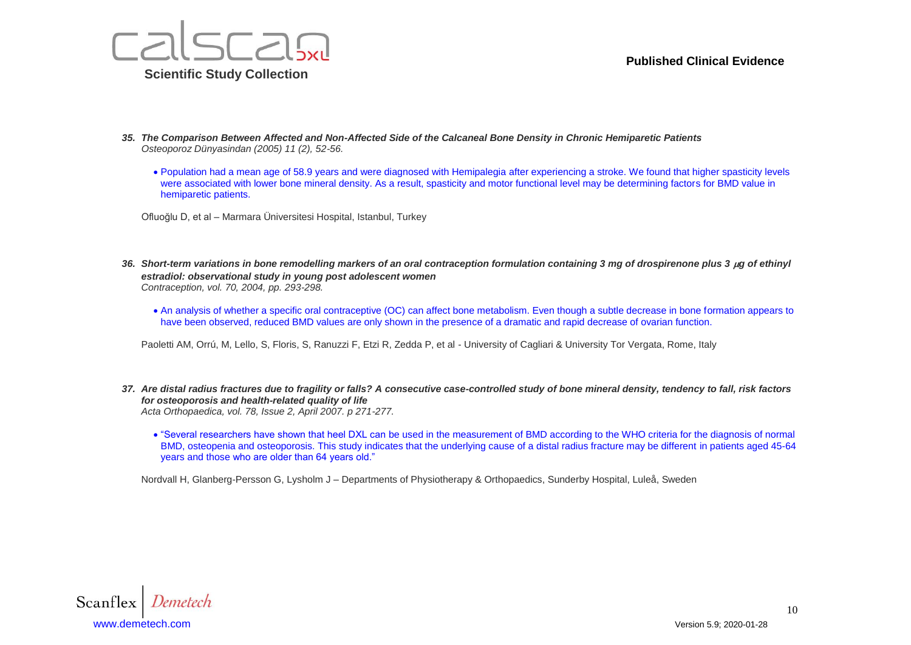35. ***The Comparison Between Affected and Non-Affected Side of the Calcaneal Bone Density in Chronic Hemiparetic Patients***
*Osteoporoz Dünyasindan (2005) 11 (2), 52-56.*

- Population had a mean age of 58.9 years and were diagnosed with Hemipalegia after experiencing a stroke. We found that higher spasticity levels were associated with lower bone mineral density. As a result, spasticity and motor functional level may be determining factors for BMD value in hemiparetic patients.

Ofluoğlu D, et al – Marmara Üniversitesi Hospital, Istanbul, Turkey

36. ***Short-term variations in bone remodelling markers of an oral contraception formulation containing 3 mg of drospirenone plus 3 μg of ethinyl estradiol: observational study in young post adolescent women***
*Contraception, vol. 70, 2004, pp. 293-298.*

- An analysis of whether a specific oral contraceptive (OC) can affect bone metabolism. Even though a subtle decrease in bone formation appears to have been observed, reduced BMD values are only shown in the presence of a dramatic and rapid decrease of ovarian function.

Paoletti AM, Orrú, M, Lello, S, Floris, S, Ranuzzi F, Etzi R, Zedda P, et al - University of Cagliari & University Tor Vergata, Rome, Italy

37. ***Are distal radius fractures due to fragility or falls? A consecutive case-controlled study of bone mineral density, tendency to fall, risk factors for osteoporosis and health-related quality of life***
*Acta Orthopaedica, vol. 78, Issue 2, April 2007. p 271-277.*

- "Several researchers have shown that heel DXL can be used in the measurement of BMD according to the WHO criteria for the diagnosis of normal BMD, osteopenia and osteoporosis. This study indicates that the underlying cause of a distal radius fracture may be different in patients aged 45-64 years and those who are older than 64 years old."

Nordvall H, Glanberg-Persson G, Lysholm J – Departments of Physiotherapy & Orthopaedics, Sunderby Hospital, Luleå, Sweden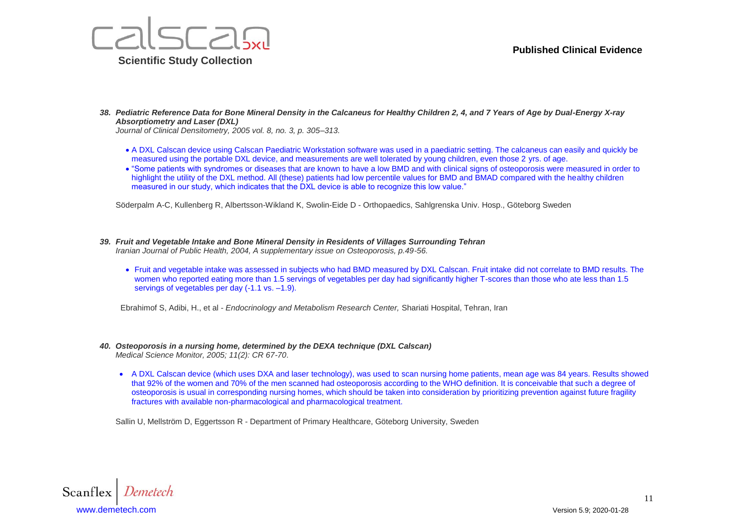38. ***Pediatric Reference Data for Bone Mineral Density in the Calcaneus for Healthy Children 2, 4, and 7 Years of Age by Dual-Energy X-ray Absorptiometry and Laser (DXL)***
*Journal of Clinical Densitometry, 2005 vol. 8, no. 3, p. 305–313.*

- A DXL Calscan device using Calscan Paediatric Workstation software was used in a paediatric setting. The calcaneus can easily and quickly be measured using the portable DXL device, and measurements are well tolerated by young children, even those 2 yrs. of age.
- "Some patients with syndromes or diseases that are known to have a low BMD and with clinical signs of osteoporosis were measured in order to highlight the utility of the DXL method. All (these) patients had low percentile values for BMD and BMAD compared with the healthy children measured in our study, which indicates that the DXL device is able to recognize this low value."

Söderpalm A-C, Kullenberg R, Albertsson-Wikland K, Swolin-Eide D - Orthopaedics, Sahlgrenska Univ. Hosp., Göteborg Sweden

39. ***Fruit and Vegetable Intake and Bone Mineral Density in Residents of Villages Surrounding Tehran***
*Iranian Journal of Public Health, 2004, A supplementary issue on Osteoporosis, p.49-56.*

- Fruit and vegetable intake was assessed in subjects who had BMD measured by DXL Calscan. Fruit intake did not correlate to BMD results. The women who reported eating more than 1.5 servings of vegetables per day had significantly higher T-scores than those who ate less than 1.5 servings of vegetables per day (-1.1 vs. –1.9).

Ebrahimof S, Adibi, H., et al - *Endocrinology and Metabolism Research Center,* Shariati Hospital, Tehran, Iran

40. ***Osteoporosis in a nursing home, determined by the DEXA technique (DXL Calscan)***
*Medical Science Monitor, 2005; 11(2): CR 67-70.*

- A DXL Calscan device (which uses DXA and laser technology), was used to scan nursing home patients, mean age was 84 years. Results showed that 92% of the women and 70% of the men scanned had osteoporosis according to the WHO definition. It is conceivable that such a degree of osteoporosis is usual in corresponding nursing homes, which should be taken into consideration by prioritizing prevention against future fragility fractures with available non-pharmacological and pharmacological treatment.

Sallin U, Mellström D, Eggertsson R - Department of Primary Healthcare, Göteborg University, Sweden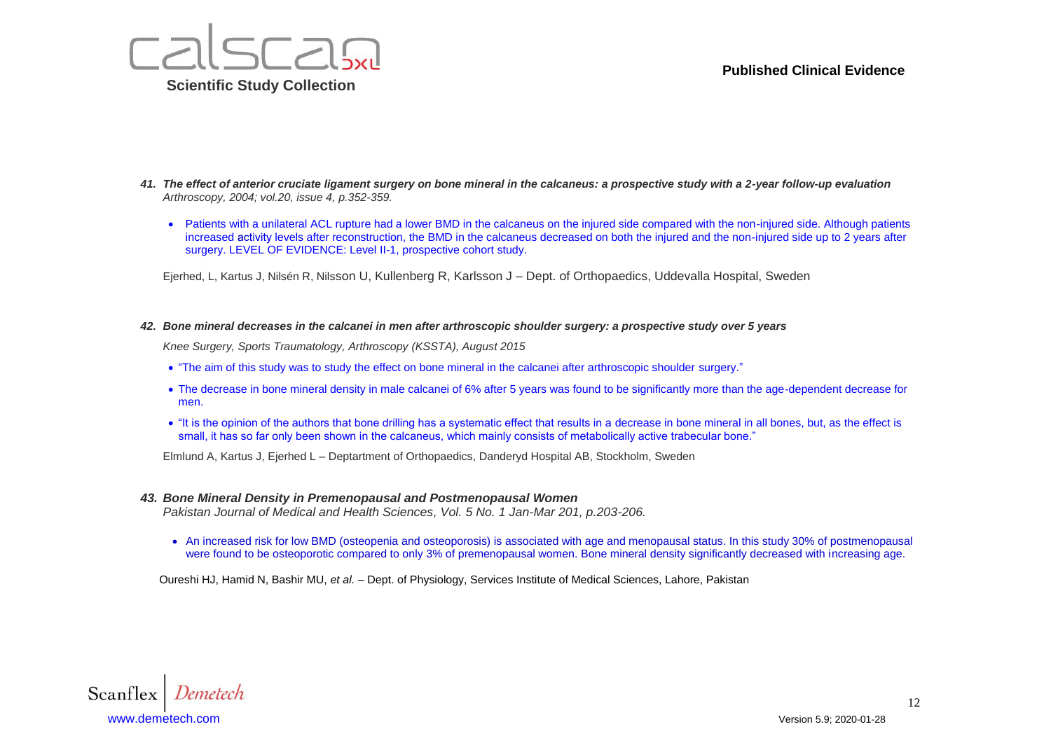**41. *The effect of anterior cruciate ligament surgery on bone mineral in the calcaneus: a prospective study with a 2-year follow-up evaluation***

*Arthroscopy, 2004; vol.20, issue 4, p.352-359.*

- Patients with a unilateral ACL rupture had a lower BMD in the calcaneus on the injured side compared with the non-injured side. Although patients increased activity levels after reconstruction, the BMD in the calcaneus decreased on both the injured and the non-injured side up to 2 years after surgery. LEVEL OF EVIDENCE: Level II-1, prospective cohort study.

Ejerhed, L, Kartus J, Nilsén R, Nilsson U, Kullenberg R, Karlsson J – Dept. of Orthopaedics, Uddevalla Hospital, Sweden

**42. *Bone mineral decreases in the calcanei in men after arthroscopic shoulder surgery: a prospective study over 5 years***

*Knee Surgery, Sports Traumatology, Arthroscopy (KSSTA), August 2015*

- "The aim of this study was to study the effect on bone mineral in the calcanei after arthroscopic shoulder surgery."
- The decrease in bone mineral density in male calcanei of 6% after 5 years was found to be significantly more than the age-dependent decrease for men.
- "It is the opinion of the authors that bone drilling has a systematic effect that results in a decrease in bone mineral in all bones, but, as the effect is small, it has so far only been shown in the calcaneus, which mainly consists of metabolically active trabecular bone."

Elmlund A, Kartus J, Ejerhed L – Deptartment of Orthopaedics, Danderyd Hospital AB, Stockholm, Sweden

**43. *Bone Mineral Density in Premenopausal and Postmenopausal Women***

*Pakistan Journal of Medical and Health Sciences, Vol. 5 No. 1 Jan-Mar 201, p.203-206.*

- An increased risk for low BMD (osteopenia and osteoporosis) is associated with age and menopausal status. In this study 30% of postmenopausal were found to be osteoporotic compared to only 3% of premenopausal women. Bone mineral density significantly decreased with increasing age.

Oureshi HJ, Hamid N, Bashir MU, *et al.* – Dept. of Physiology, Services Institute of Medical Sciences, Lahore, Pakistan